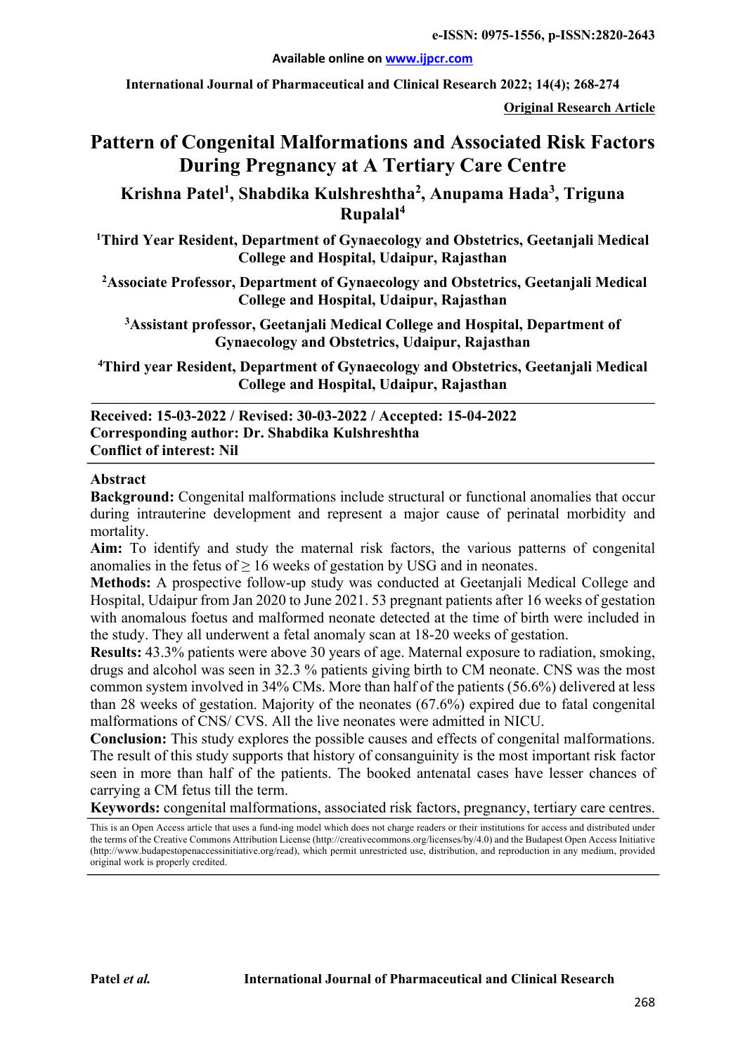# Pattern of Congenital Malformations and Associated Risk Factors During Pregnancy at A Tertiary Care Centre

**Krishna Patel[1], Shabdika Kulshreshtha[2], Anupama Hada[3], Triguna Rupalal[4]**

[1]Third Year Resident, Department of Gynaecology and Obstetrics, Geetanjali Medical College and Hospital, Udaipur, Rajasthan

[2]Associate Professor, Department of Gynaecology and Obstetrics, Geetanjali Medical College and Hospital, Udaipur, Rajasthan

[3]Assistant professor, Geetanjali Medical College and Hospital, Department of Gynaecology and Obstetrics, Udaipur, Rajasthan

[4]Third year Resident, Department of Gynaecology and Obstetrics, Geetanjali Medical College and Hospital, Udaipur, Rajasthan

**Received: 15-03-2022 / Revised: 30-03-2022 / Accepted: 15-04-2022**
**Corresponding author: Dr. Shabdika Kulshreshtha**
**Conflict of interest: Nil**

## Abstract

**Background:** Congenital malformations include structural or functional anomalies that occur during intrauterine development and represent a major cause of perinatal morbidity and mortality.

**Aim:** To identify and study the maternal risk factors, the various patterns of congenital anomalies in the fetus of ≥ 16 weeks of gestation by USG and in neonates.

**Methods:** A prospective follow-up study was conducted at Geetanjali Medical College and Hospital, Udaipur from Jan 2020 to June 2021. 53 pregnant patients after 16 weeks of gestation with anomalous foetus and malformed neonate detected at the time of birth were included in the study. They all underwent a fetal anomaly scan at 18-20 weeks of gestation.

**Results:** 43.3% patients were above 30 years of age. Maternal exposure to radiation, smoking, drugs and alcohol was seen in 32.3 % patients giving birth to CM neonate. CNS was the most common system involved in 34% CMs. More than half of the patients (56.6%) delivered at less than 28 weeks of gestation. Majority of the neonates (67.6%) expired due to fatal congenital malformations of CNS/ CVS. All the live neonates were admitted in NICU.

**Conclusion:** This study explores the possible causes and effects of congenital malformations. The result of this study supports that history of consanguinity is the most important risk factor seen in more than half of the patients. The booked antenatal cases have lesser chances of carrying a CM fetus till the term.

**Keywords:** congenital malformations, associated risk factors, pregnancy, tertiary care centres.

This is an Open Access article that uses a fund-ing model which does not charge readers or their institutions for access and distributed under the terms of the Creative Commons Attribution License (http://creativecommons.org/licenses/by/4.0) and the Budapest Open Access Initiative (http://www.budapestopenaccessinitiative.org/read), which permit unrestricted use, distribution, and reproduction in any medium, provided original work is properly credited.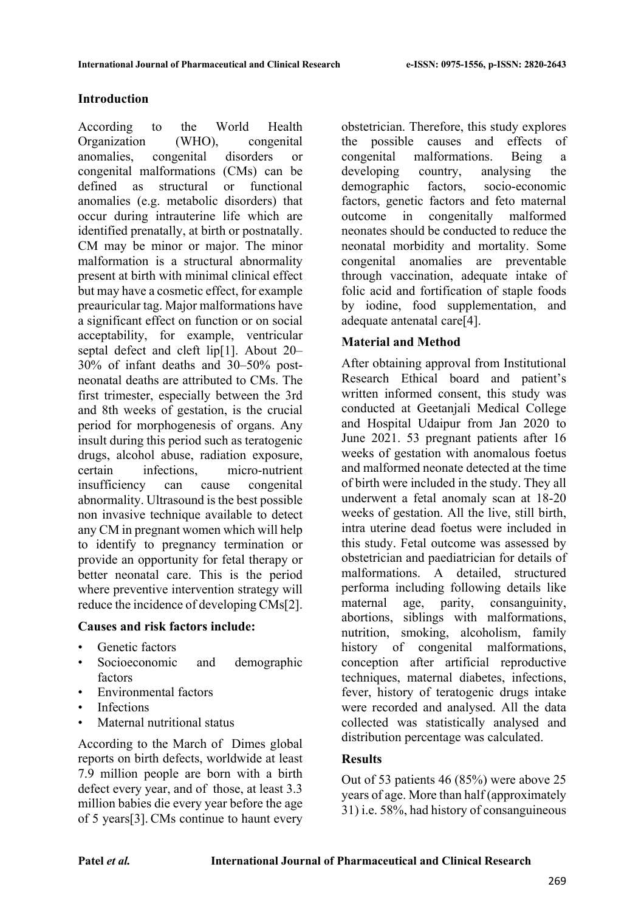## Introduction

According to the World Health Organization (WHO), congenital anomalies, congenital disorders or congenital malformations (CMs) can be defined as structural or functional anomalies (e.g. metabolic disorders) that occur during intrauterine life which are identified prenatally, at birth or postnatally. CM may be minor or major. The minor malformation is a structural abnormality present at birth with minimal clinical effect but may have a cosmetic effect, for example preauricular tag. Major malformations have a significant effect on function or on social acceptability, for example, ventricular septal defect and cleft lip[1]. About 20–30% of infant deaths and 30–50% post-neonatal deaths are attributed to CMs. The first trimester, especially between the 3rd and 8th weeks of gestation, is the crucial period for morphogenesis of organs. Any insult during this period such as teratogenic drugs, alcohol abuse, radiation exposure, certain infections, micro-nutrient insufficiency can cause congenital abnormality. Ultrasound is the best possible non invasive technique available to detect any CM in pregnant women which will help to identify to pregnancy termination or provide an opportunity for fetal therapy or better neonatal care. This is the period where preventive intervention strategy will reduce the incidence of developing CMs[2].

**Causes and risk factors include:**

- Genetic factors
- Socioeconomic and demographic factors
- Environmental factors
- Infections
- Maternal nutritional status

According to the March of Dimes global reports on birth defects, worldwide at least 7.9 million people are born with a birth defect every year, and of those, at least 3.3 million babies die every year before the age of 5 years[3]. CMs continue to haunt every obstetrician. Therefore, this study explores the possible causes and effects of congenital malformations. Being a developing country, analysing the demographic factors, socio-economic factors, genetic factors and feto maternal outcome in congenitally malformed neonates should be conducted to reduce the neonatal morbidity and mortality. Some congenital anomalies are preventable through vaccination, adequate intake of folic acid and fortification of staple foods by iodine, food supplementation, and adequate antenatal care[4].

## Material and Method

After obtaining approval from Institutional Research Ethical board and patient's written informed consent, this study was conducted at Geetanjali Medical College and Hospital Udaipur from Jan 2020 to June 2021. 53 pregnant patients after 16 weeks of gestation with anomalous foetus and malformed neonate detected at the time of birth were included in the study. They all underwent a fetal anomaly scan at 18-20 weeks of gestation. All the live, still birth, intra uterine dead foetus were included in this study. Fetal outcome was assessed by obstetrician and paediatrician for details of malformations. A detailed, structured performa including following details like maternal age, parity, consanguinity, abortions, siblings with malformations, nutrition, smoking, alcoholism, family history of congenital malformations, conception after artificial reproductive techniques, maternal diabetes, infections, fever, history of teratogenic drugs intake were recorded and analysed. All the data collected was statistically analysed and distribution percentage was calculated.

## Results

Out of 53 patients 46 (85%) were above 25 years of age. More than half (approximately 31) i.e. 58%, had history of consanguineous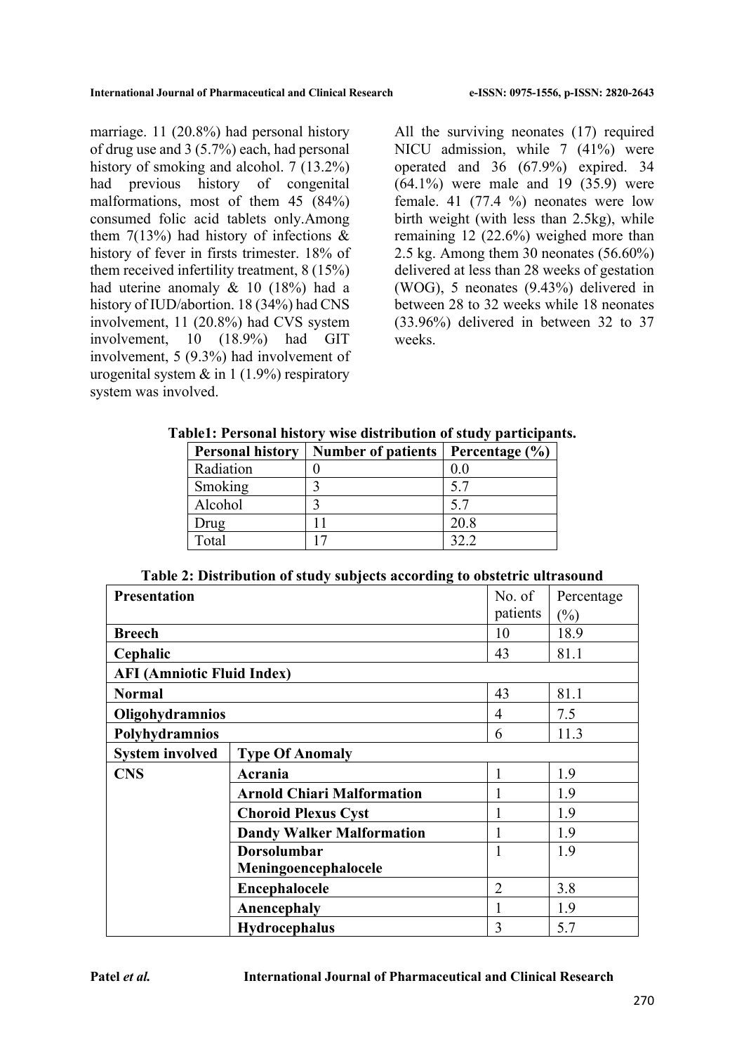marriage. 11 (20.8%) had personal history of drug use and 3 (5.7%) each, had personal history of smoking and alcohol. 7 (13.2%) had previous history of congenital malformations, most of them 45 (84%) consumed folic acid tablets only.Among them 7(13%) had history of infections & history of fever in firsts trimester. 18% of them received infertility treatment, 8 (15%) had uterine anomaly & 10 (18%) had a history of IUD/abortion. 18 (34%) had CNS involvement, 11 (20.8%) had CVS system involvement, 10 (18.9%) had GIT involvement, 5 (9.3%) had involvement of urogenital system & in 1 (1.9%) respiratory system was involved.

All the surviving neonates (17) required NICU admission, while 7 (41%) were operated and 36 (67.9%) expired. 34 (64.1%) were male and 19 (35.9) were female. 41 (77.4 %) neonates were low birth weight (with less than 2.5kg), while remaining 12 (22.6%) weighed more than 2.5 kg. Among them 30 neonates (56.60%) delivered at less than 28 weeks of gestation (WOG), 5 neonates (9.43%) delivered in between 28 to 32 weeks while 18 neonates (33.96%) delivered in between 32 to 37 weeks.

**Table1: Personal history wise distribution of study participants.**

| Personal history | Number of patients | Percentage (%) |
|---|---|---|
| Radiation | 0 | 0.0 |
| Smoking | 3 | 5.7 |
| Alcohol | 3 | 5.7 |
| Drug | 11 | 20.8 |
| Total | 17 | 32.2 |

**Table 2: Distribution of study subjects according to obstetric ultrasound**

| Presentation | | No. of patients | Percentage (%) |
|---|---|---|---|
| **Breech** | | 10 | 18.9 |
| **Cephalic** | | 43 | 81.1 |
| **AFI (Amniotic Fluid Index)** | | | |
| **Normal** | | 43 | 81.1 |
| **Oligohydramnios** | | 4 | 7.5 |
| **Polyhydramnios** | | 6 | 11.3 |
| **System involved** | **Type Of Anomaly** | | |
| **CNS** | **Acrania** | 1 | 1.9 |
| | **Arnold Chiari Malformation** | 1 | 1.9 |
| | **Choroid Plexus Cyst** | 1 | 1.9 |
| | **Dandy Walker Malformation** | 1 | 1.9 |
| | **Dorsolumbar Meningoencephalocele** | 1 | 1.9 |
| | **Encephalocele** | 2 | 3.8 |
| | **Anencephaly** | 1 | 1.9 |
| | **Hydrocephalus** | 3 | 5.7 |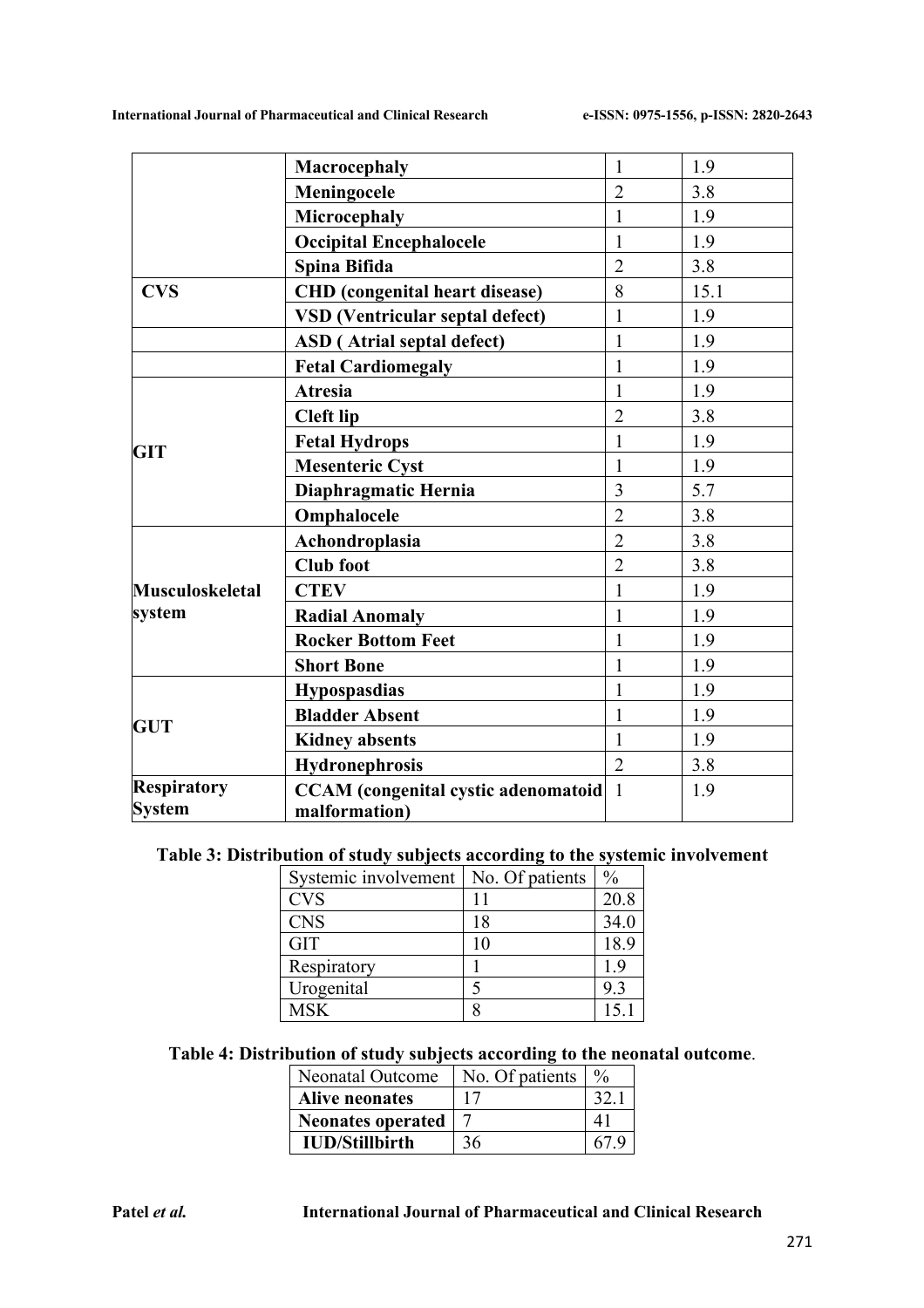| | | | |
|---|---|---|---|
| | **Macrocephaly** | 1 | 1.9 |
| | **Meningocele** | 2 | 3.8 |
| | **Microcephaly** | 1 | 1.9 |
| | **Occipital Encephalocele** | 1 | 1.9 |
| | **Spina Bifida** | 2 | 3.8 |
| **CVS** | **CHD (congenital heart disease)** | 8 | 15.1 |
| | **VSD (Ventricular septal defect)** | 1 | 1.9 |
| | **ASD ( Atrial septal defect)** | 1 | 1.9 |
| | **Fetal Cardiomegaly** | 1 | 1.9 |
| **GIT** | **Atresia** | 1 | 1.9 |
| | **Cleft lip** | 2 | 3.8 |
| | **Fetal Hydrops** | 1 | 1.9 |
| | **Mesenteric Cyst** | 1 | 1.9 |
| | **Diaphragmatic Hernia** | 3 | 5.7 |
| | **Omphalocele** | 2 | 3.8 |
| **Musculoskeletal system** | **Achondroplasia** | 2 | 3.8 |
| | **Club foot** | 2 | 3.8 |
| | **CTEV** | 1 | 1.9 |
| | **Radial Anomaly** | 1 | 1.9 |
| | **Rocker Bottom Feet** | 1 | 1.9 |
| | **Short Bone** | 1 | 1.9 |
| **GUT** | **Hypospasdias** | 1 | 1.9 |
| | **Bladder Absent** | 1 | 1.9 |
| | **Kidney absents** | 1 | 1.9 |
| | **Hydronephrosis** | 2 | 3.8 |
| **Respiratory System** | **CCAM (congenital cystic adenomatoid malformation)** | 1 | 1.9 |

**Table 3: Distribution of study subjects according to the systemic involvement**

| Systemic involvement | No. Of patients | % |
|---|---|---|
| CVS | 11 | 20.8 |
| CNS | 18 | 34.0 |
| GIT | 10 | 18.9 |
| Respiratory | 1 | 1.9 |
| Urogenital | 5 | 9.3 |
| MSK | 8 | 15.1 |

**Table 4: Distribution of study subjects according to the neonatal outcome**.

| Neonatal Outcome | No. Of patients | % |
|---|---|---|
| **Alive neonates** | 17 | 32.1 |
| **Neonates operated** | 7 | 41 |
| **IUD/Stillbirth** | 36 | 67.9 |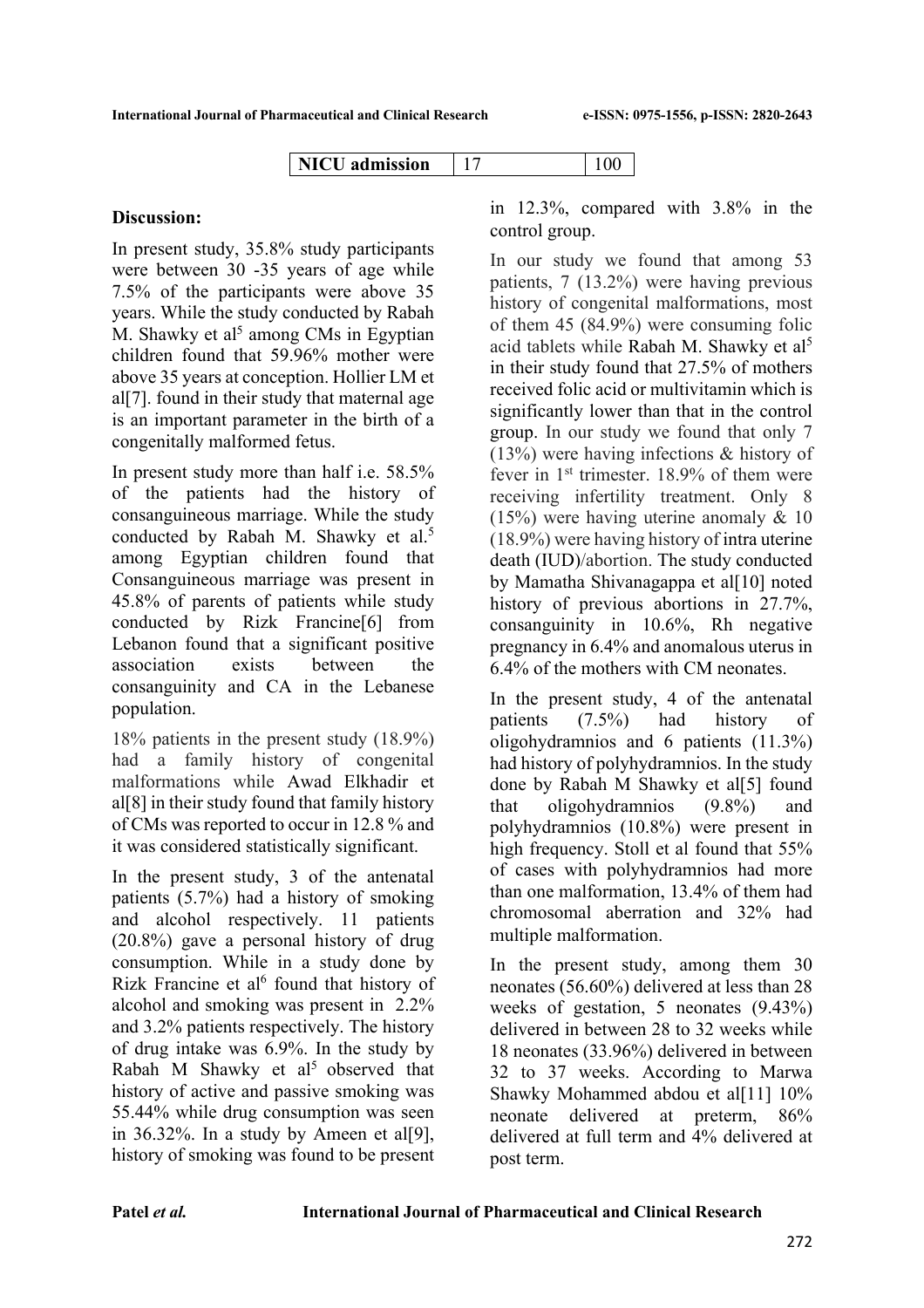| NICU admission | 17 | 100 |
|---|---|---|

**Discussion:**

In present study, 35.8% study participants were between 30 -35 years of age while 7.5% of the participants were above 35 years. While the study conducted by Rabah M. Shawky et al[5] among CMs in Egyptian children found that 59.96% mother were above 35 years at conception. Hollier LM et al[7]. found in their study that maternal age is an important parameter in the birth of a congenitally malformed fetus.

In present study more than half i.e. 58.5% of the patients had the history of consanguineous marriage. While the study conducted by Rabah M. Shawky et al.[5] among Egyptian children found that Consanguineous marriage was present in 45.8% of parents of patients while study conducted by Rizk Francine[6] from Lebanon found that a significant positive association exists between the consanguinity and CA in the Lebanese population.

18% patients in the present study (18.9%) had a family history of congenital malformations while Awad Elkhadir et al[8] in their study found that family history of CMs was reported to occur in 12.8 % and it was considered statistically significant.

In the present study, 3 of the antenatal patients (5.7%) had a history of smoking and alcohol respectively. 11 patients (20.8%) gave a personal history of drug consumption. While in a study done by Rizk Francine et al[6] found that history of alcohol and smoking was present in 2.2% and 3.2% patients respectively. The history of drug intake was 6.9%. In the study by Rabah M Shawky et al[5] observed that history of active and passive smoking was 55.44% while drug consumption was seen in 36.32%. In a study by Ameen et al[9], history of smoking was found to be present in 12.3%, compared with 3.8% in the control group.

In our study we found that among 53 patients, 7 (13.2%) were having previous history of congenital malformations, most of them 45 (84.9%) were consuming folic acid tablets while Rabah M. Shawky et al[5] in their study found that 27.5% of mothers received folic acid or multivitamin which is significantly lower than that in the control group. In our study we found that only 7 (13%) were having infections & history of fever in 1st trimester. 18.9% of them were receiving infertility treatment. Only 8 (15%) were having uterine anomaly & 10 (18.9%) were having history of intra uterine death (IUD)/abortion. The study conducted by Mamatha Shivanagappa et al[10] noted history of previous abortions in 27.7%, consanguinity in 10.6%, Rh negative pregnancy in 6.4% and anomalous uterus in 6.4% of the mothers with CM neonates.

In the present study, 4 of the antenatal patients (7.5%) had history of oligohydramnios and 6 patients (11.3%) had history of polyhydramnios. In the study done by Rabah M Shawky et al[5] found that oligohydramnios (9.8%) and polyhydramnios (10.8%) were present in high frequency. Stoll et al found that 55% of cases with polyhydramnios had more than one malformation, 13.4% of them had chromosomal aberration and 32% had multiple malformation.

In the present study, among them 30 neonates (56.60%) delivered at less than 28 weeks of gestation, 5 neonates (9.43%) delivered in between 28 to 32 weeks while 18 neonates (33.96%) delivered in between 32 to 37 weeks. According to Marwa Shawky Mohammed abdou et al[11] 10% neonate delivered at preterm, 86% delivered at full term and 4% delivered at post term.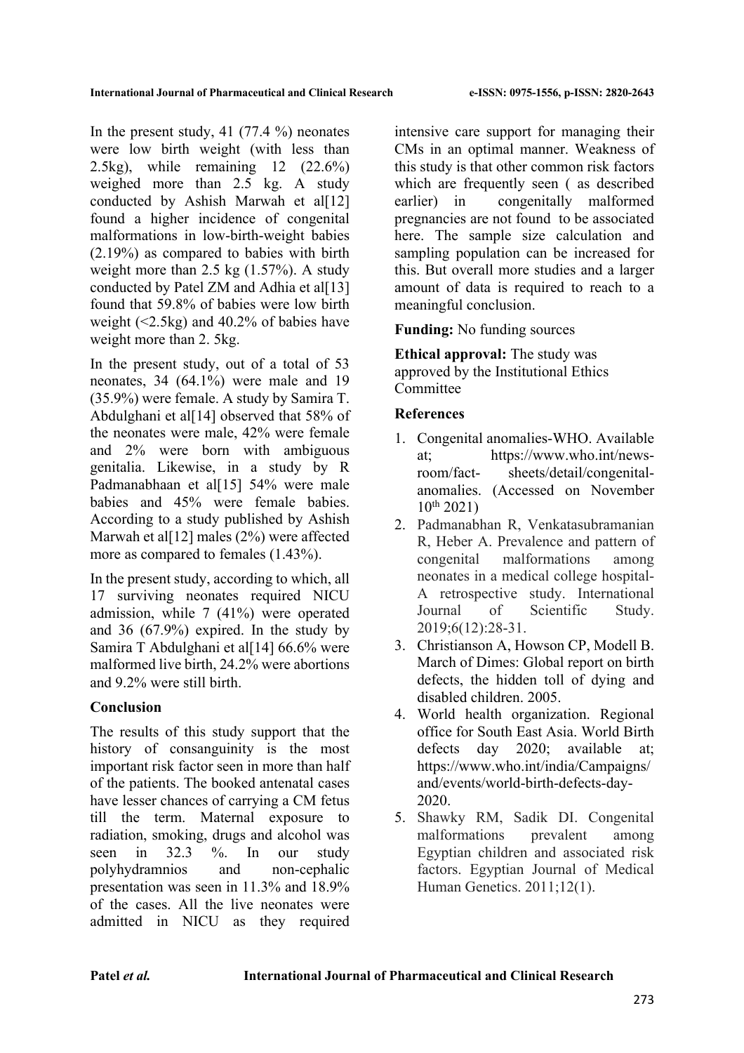In the present study, 41 (77.4 %) neonates were low birth weight (with less than 2.5kg), while remaining 12 (22.6%) weighed more than 2.5 kg. A study conducted by Ashish Marwah et al[12] found a higher incidence of congenital malformations in low-birth-weight babies (2.19%) as compared to babies with birth weight more than 2.5 kg (1.57%). A study conducted by Patel ZM and Adhia et al[13] found that 59.8% of babies were low birth weight (<2.5kg) and 40.2% of babies have weight more than 2. 5kg.

In the present study, out of a total of 53 neonates, 34 (64.1%) were male and 19 (35.9%) were female. A study by Samira T. Abdulghani et al[14] observed that 58% of the neonates were male, 42% were female and 2% were born with ambiguous genitalia. Likewise, in a study by R Padmanabhaan et al[15] 54% were male babies and 45% were female babies. According to a study published by Ashish Marwah et al[12] males (2%) were affected more as compared to females (1.43%).

In the present study, according to which, all 17 surviving neonates required NICU admission, while 7 (41%) were operated and 36 (67.9%) expired. In the study by Samira T Abdulghani et al[14] 66.6% were malformed live birth, 24.2% were abortions and 9.2% were still birth.

## Conclusion

The results of this study support that the history of consanguinity is the most important risk factor seen in more than half of the patients. The booked antenatal cases have lesser chances of carrying a CM fetus till the term. Maternal exposure to radiation, smoking, drugs and alcohol was seen in 32.3 %. In our study polyhydramnios and non-cephalic presentation was seen in 11.3% and 18.9% of the cases. All the live neonates were admitted in NICU as they required intensive care support for managing their CMs in an optimal manner. Weakness of this study is that other common risk factors which are frequently seen ( as described earlier) in congenitally malformed pregnancies are not found to be associated here. The sample size calculation and sampling population can be increased for this. But overall more studies and a larger amount of data is required to reach to a meaningful conclusion.

**Funding:** No funding sources

**Ethical approval:** The study was approved by the Institutional Ethics Committee

## References

1. Congenital anomalies-WHO. Available at; https://www.who.int/news-room/fact- sheets/detail/congenital-anomalies. (Accessed on November 10th 2021)
2. Padmanabhan R, Venkatasubramanian R, Heber A. Prevalence and pattern of congenital malformations among neonates in a medical college hospital- A retrospective study. International Journal of Scientific Study. 2019;6(12):28-31.
3. Christianson A, Howson CP, Modell B. March of Dimes: Global report on birth defects, the hidden toll of dying and disabled children. 2005.
4. World health organization. Regional office for South East Asia. World Birth defects day 2020; available at; https://www.who.int/india/Campaigns/and/events/world-birth-defects-day-2020.
5. Shawky RM, Sadik DI. Congenital malformations prevalent among Egyptian children and associated risk factors. Egyptian Journal of Medical Human Genetics. 2011;12(1).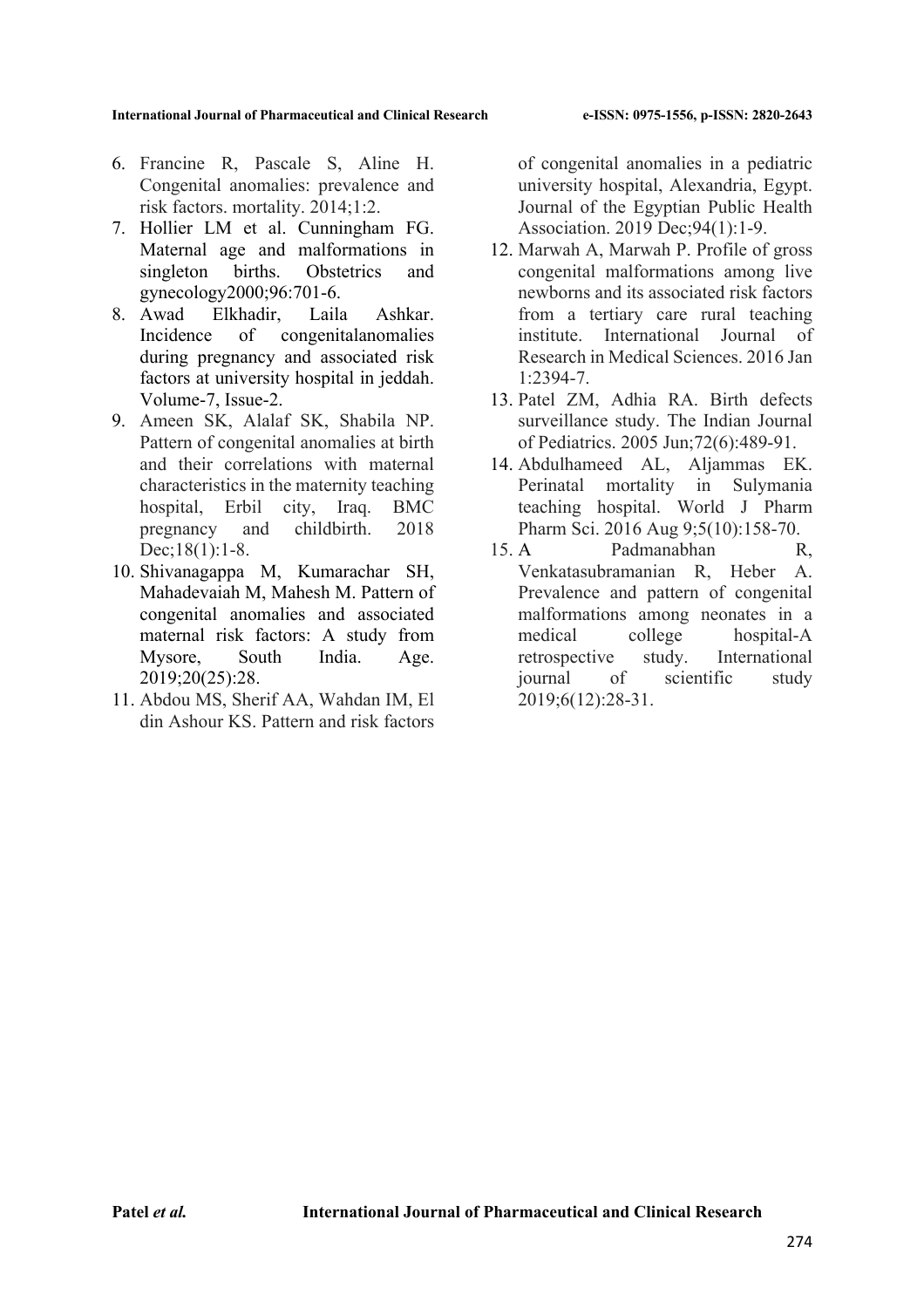6. Francine R, Pascale S, Aline H. Congenital anomalies: prevalence and risk factors. mortality. 2014;1:2.
7. Hollier LM et al. Cunningham FG. Maternal age and malformations in singleton births. Obstetrics and gynecology2000;96:701-6.
8. Awad Elkhadir, Laila Ashkar. Incidence of congenitalanomalies during pregnancy and associated risk factors at university hospital in jeddah. Volume-7, Issue-2.
9. Ameen SK, Alalaf SK, Shabila NP. Pattern of congenital anomalies at birth and their correlations with maternal characteristics in the maternity teaching hospital, Erbil city, Iraq. BMC pregnancy and childbirth. 2018 Dec;18(1):1-8.
10. Shivanagappa M, Kumarachar SH, Mahadevaiah M, Mahesh M. Pattern of congenital anomalies and associated maternal risk factors: A study from Mysore, South India. Age. 2019;20(25):28.
11. Abdou MS, Sherif AA, Wahdan IM, El din Ashour KS. Pattern and risk factors of congenital anomalies in a pediatric university hospital, Alexandria, Egypt. Journal of the Egyptian Public Health Association. 2019 Dec;94(1):1-9.
12. Marwah A, Marwah P. Profile of gross congenital malformations among live newborns and its associated risk factors from a tertiary care rural teaching institute. International Journal of Research in Medical Sciences. 2016 Jan 1:2394-7.
13. Patel ZM, Adhia RA. Birth defects surveillance study. The Indian Journal of Pediatrics. 2005 Jun;72(6):489-91.
14. Abdulhameed AL, Aljammas EK. Perinatal mortality in Sulymania teaching hospital. World J Pharm Pharm Sci. 2016 Aug 9;5(10):158-70.
15. A Padmanabhan R, Venkatasubramanian R, Heber A. Prevalence and pattern of congenital malformations among neonates in a medical college hospital-A retrospective study. International journal of scientific study 2019;6(12):28-31.